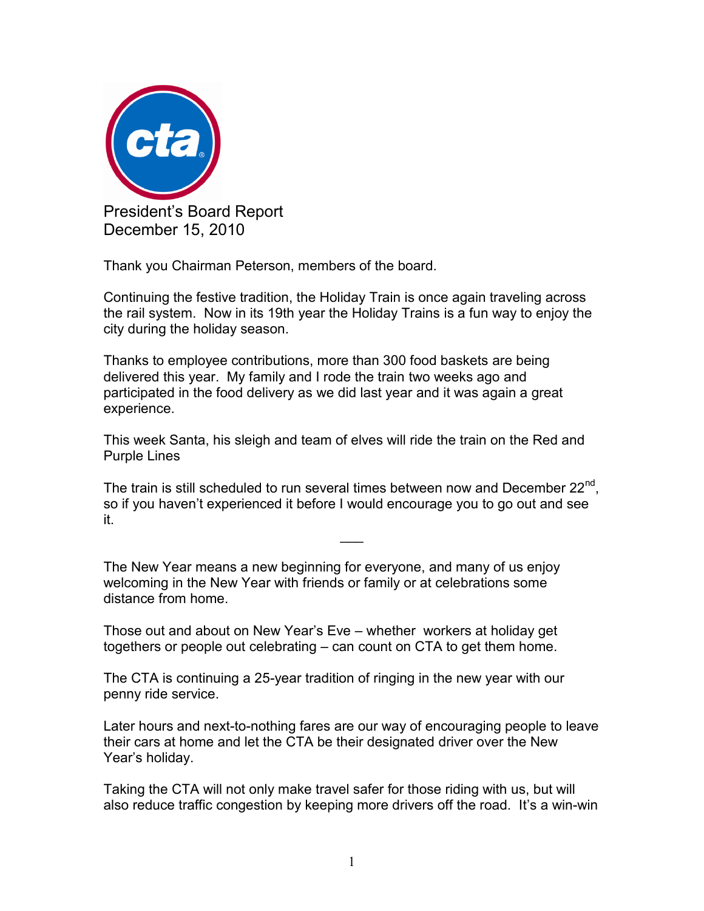# President's Board Report
December 15, 2010

Thank you Chairman Peterson, members of the board.

Continuing the festive tradition, the Holiday Train is once again traveling across the rail system. Now in its 19th year the Holiday Trains is a fun way to enjoy the city during the holiday season.

Thanks to employee contributions, more than 300 food baskets are being delivered this year. My family and I rode the train two weeks ago and participated in the food delivery as we did last year and it was again a great experience.

This week Santa, his sleigh and team of elves will ride the train on the Red and Purple Lines

The train is still scheduled to run several times between now and December 22nd, so if you haven't experienced it before I would encourage you to go out and see it.

---

The New Year means a new beginning for everyone, and many of us enjoy welcoming in the New Year with friends or family or at celebrations some distance from home.

Those out and about on New Year's Eve – whether workers at holiday get togethers or people out celebrating – can count on CTA to get them home.

The CTA is continuing a 25-year tradition of ringing in the new year with our penny ride service.

Later hours and next-to-nothing fares are our way of encouraging people to leave their cars at home and let the CTA be their designated driver over the New Year's holiday.

Taking the CTA will not only make travel safer for those riding with us, but will also reduce traffic congestion by keeping more drivers off the road. It's a win-win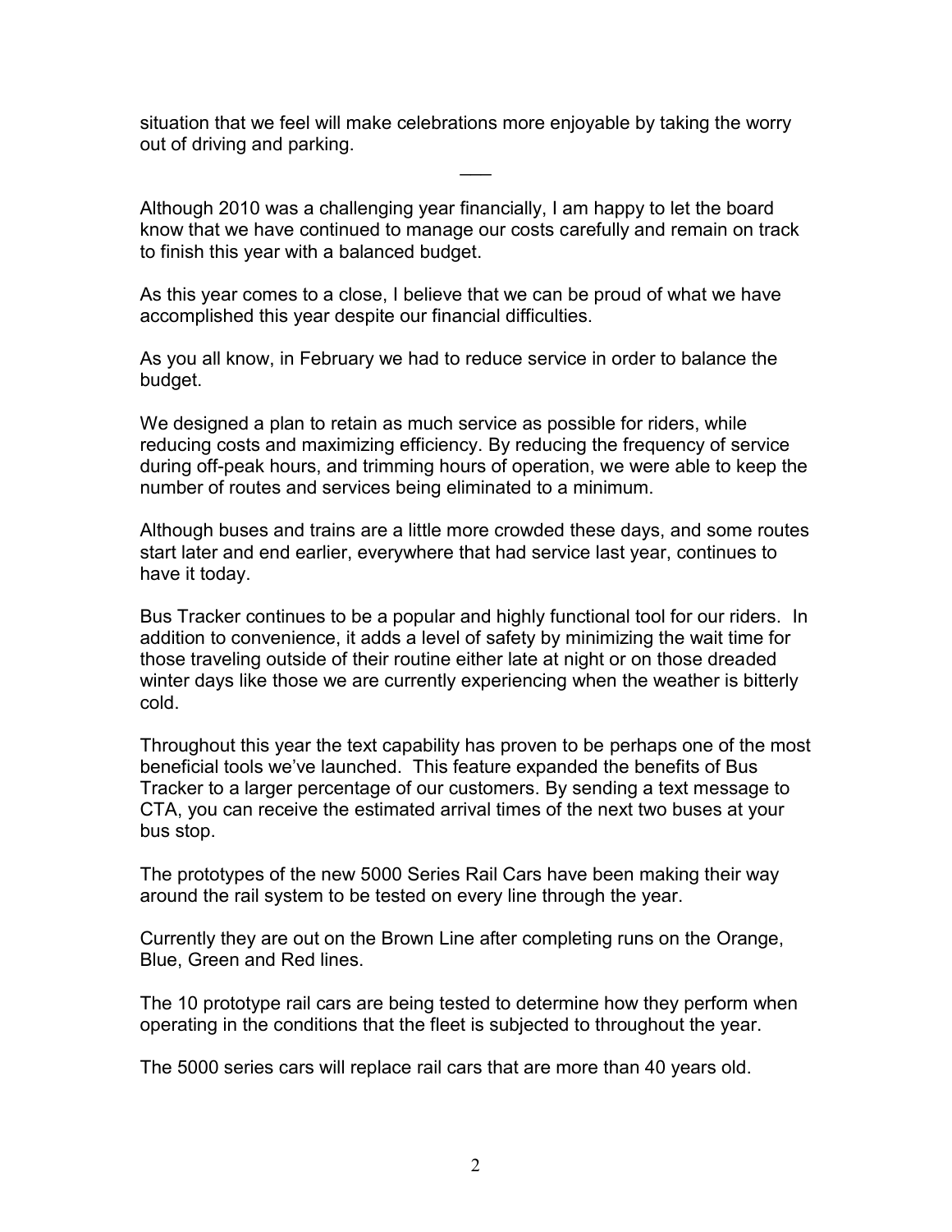situation that we feel will make celebrations more enjoyable by taking the worry out of driving and parking.

___

Although 2010 was a challenging year financially, I am happy to let the board know that we have continued to manage our costs carefully and remain on track to finish this year with a balanced budget.

As this year comes to a close, I believe that we can be proud of what we have accomplished this year despite our financial difficulties.

As you all know, in February we had to reduce service in order to balance the budget.

We designed a plan to retain as much service as possible for riders, while reducing costs and maximizing efficiency. By reducing the frequency of service during off-peak hours, and trimming hours of operation, we were able to keep the number of routes and services being eliminated to a minimum.

Although buses and trains are a little more crowded these days, and some routes start later and end earlier, everywhere that had service last year, continues to have it today.

Bus Tracker continues to be a popular and highly functional tool for our riders. In addition to convenience, it adds a level of safety by minimizing the wait time for those traveling outside of their routine either late at night or on those dreaded winter days like those we are currently experiencing when the weather is bitterly cold.

Throughout this year the text capability has proven to be perhaps one of the most beneficial tools we've launched. This feature expanded the benefits of Bus Tracker to a larger percentage of our customers. By sending a text message to CTA, you can receive the estimated arrival times of the next two buses at your bus stop.

The prototypes of the new 5000 Series Rail Cars have been making their way around the rail system to be tested on every line through the year.

Currently they are out on the Brown Line after completing runs on the Orange, Blue, Green and Red lines.

The 10 prototype rail cars are being tested to determine how they perform when operating in the conditions that the fleet is subjected to throughout the year.

The 5000 series cars will replace rail cars that are more than 40 years old.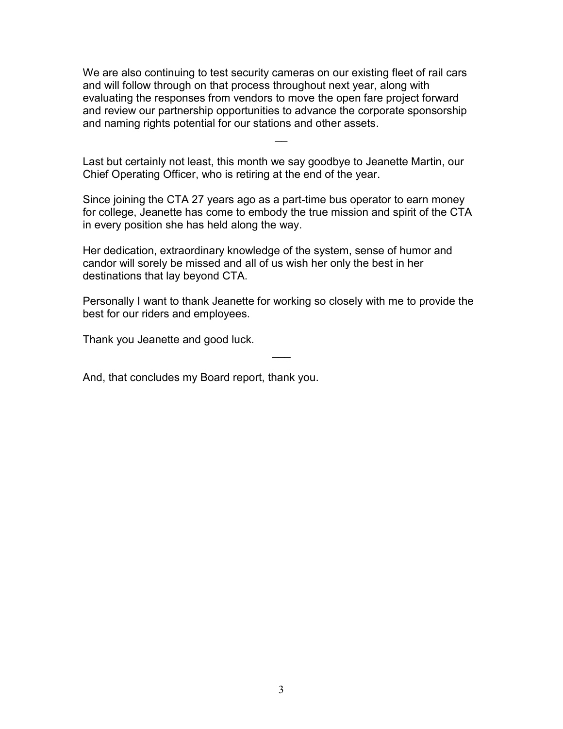We are also continuing to test security cameras on our existing fleet of rail cars and will follow through on that process throughout next year, along with evaluating the responses from vendors to move the open fare project forward and review our partnership opportunities to advance the corporate sponsorship and naming rights potential for our stations and other assets.

—

Last but certainly not least, this month we say goodbye to Jeanette Martin, our Chief Operating Officer, who is retiring at the end of the year.

Since joining the CTA 27 years ago as a part-time bus operator to earn money for college, Jeanette has come to embody the true mission and spirit of the CTA in every position she has held along the way.

Her dedication, extraordinary knowledge of the system, sense of humor and candor will sorely be missed and all of us wish her only the best in her destinations that lay beyond CTA.

Personally I want to thank Jeanette for working so closely with me to provide the best for our riders and employees.

Thank you Jeanette and good luck.

—

And, that concludes my Board report, thank you.